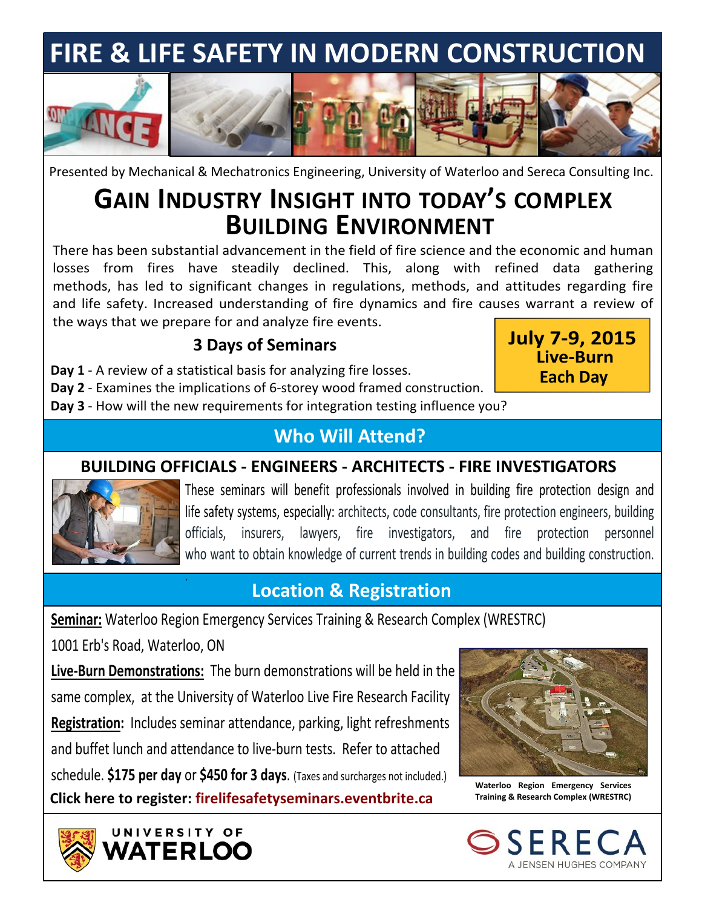# FIRE & LIFE SAFETY IN MODERN CONSTRUCTION

Presented by Mechanical & Mechatronics Engineering, University of Waterloo and Sereca Consulting Inc.

## GAIN INDUSTRY INSIGHT INTO TODAY'S COMPLEX BUILDING ENVIRONMENT

There has been substantial advancement in the field of fire science and the economic and human losses from fires have steadily declined. This, along with refined data gathering methods, has led to significant changes in regulations, methods, and attitudes regarding fire and life safety. Increased understanding of fire dynamics and fire causes warrant a review of the ways that we prepare for and analyze fire events.

### 3 Days of Seminars

**July 7-9, 2015**
**Live-Burn Each Day**

**Day 1** - A review of a statistical basis for analyzing fire losses.
**Day 2** - Examines the implications of 6-storey wood framed construction.
**Day 3** - How will the new requirements for integration testing influence you?

## Who Will Attend?

**BUILDING OFFICIALS - ENGINEERS - ARCHITECTS - FIRE INVESTIGATORS**

These seminars will benefit professionals involved in building fire protection design and life safety systems, especially: architects, code consultants, fire protection engineers, building officials, insurers, lawyers, fire investigators, and fire protection personnel who want to obtain knowledge of current trends in building codes and building construction.

## Location & Registration

**Seminar:** Waterloo Region Emergency Services Training & Research Complex (WRESTRC)

1001 Erb's Road, Waterloo, ON

**Live-Burn Demonstrations:** The burn demonstrations will be held in the same complex, at the University of Waterloo Live Fire Research Facility

**Registration:** Includes seminar attendance, parking, light refreshments and buffet lunch and attendance to live-burn tests. Refer to attached schedule. **$175 per day** or **$450 for 3 days**. (Taxes and surcharges not included.)

**Click here to register: firelifesafetyseminars.eventbrite.ca**

**Waterloo Region Emergency Services Training & Research Complex (WRESTRC)**

UNIVERSITY OF WATERLOO

SERECA
A JENSEN HUGHES COMPANY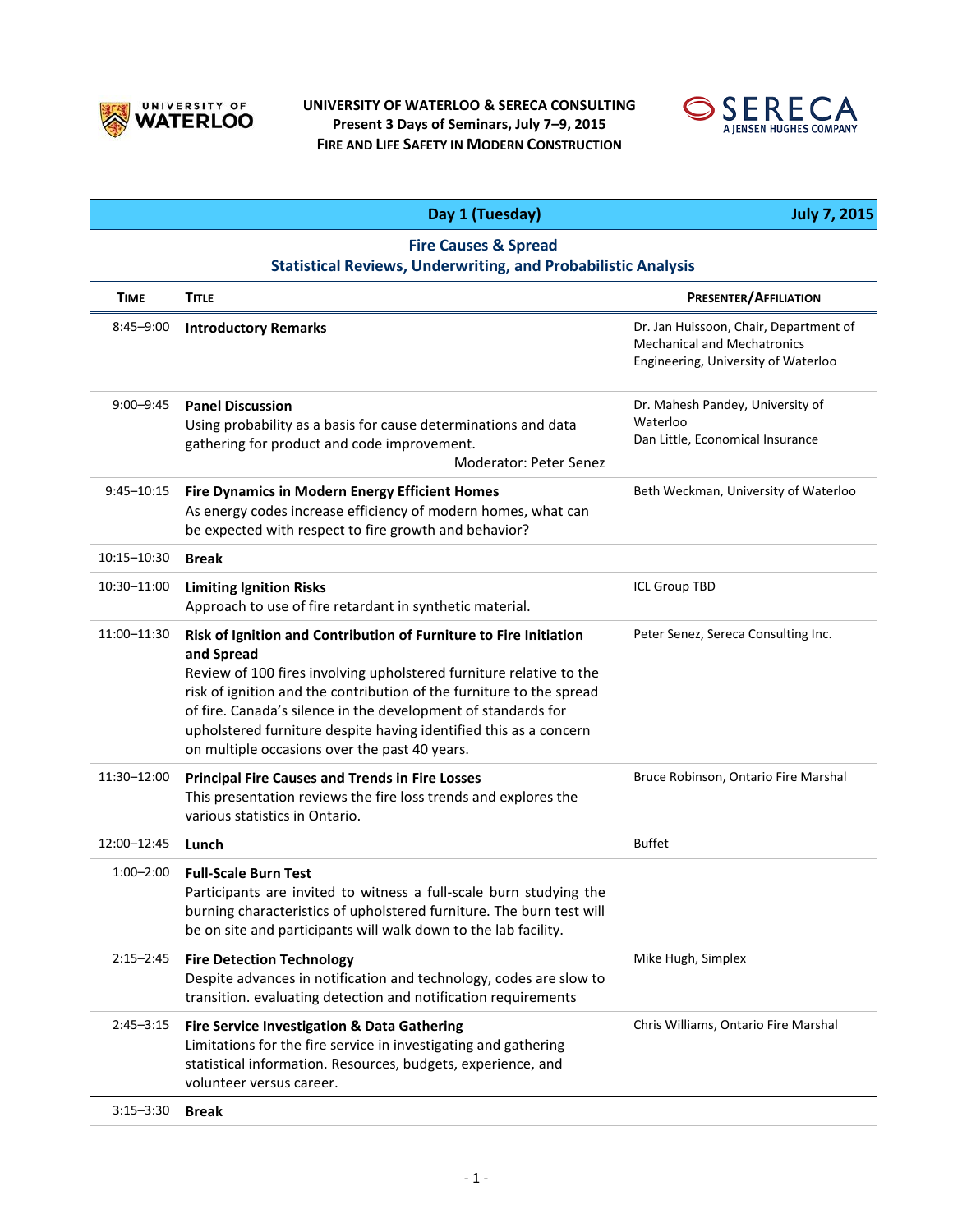**UNIVERSITY OF WATERLOO & SERECA CONSULTING**
**Present 3 Days of Seminars, July 7–9, 2015**
**FIRE AND LIFE SAFETY IN MODERN CONSTRUCTION**

| Day 1 (Tuesday) | | July 7, 2015 |
|---|---|---|
| **Fire Causes & Spread**<br>**Statistical Reviews, Underwriting, and Probabilistic Analysis** | | |
| **TIME** | **TITLE** | **PRESENTER/AFFILIATION** |
| 8:45–9:00 | **Introductory Remarks** | Dr. Jan Huissoon, Chair, Department of Mechanical and Mechatronics Engineering, University of Waterloo |
| 9:00–9:45 | **Panel Discussion**<br>Using probability as a basis for cause determinations and data gathering for product and code improvement.<br>Moderator: Peter Senez | Dr. Mahesh Pandey, University of Waterloo<br>Dan Little, Economical Insurance |
| 9:45–10:15 | **Fire Dynamics in Modern Energy Efficient Homes**<br>As energy codes increase efficiency of modern homes, what can be expected with respect to fire growth and behavior? | Beth Weckman, University of Waterloo |
| 10:15–10:30 | **Break** | |
| 10:30–11:00 | **Limiting Ignition Risks**<br>Approach to use of fire retardant in synthetic material. | ICL Group TBD |
| 11:00–11:30 | **Risk of Ignition and Contribution of Furniture to Fire Initiation and Spread**<br>Review of 100 fires involving upholstered furniture relative to the risk of ignition and the contribution of the furniture to the spread of fire. Canada's silence in the development of standards for upholstered furniture despite having identified this as a concern on multiple occasions over the past 40 years. | Peter Senez, Sereca Consulting Inc. |
| 11:30–12:00 | **Principal Fire Causes and Trends in Fire Losses**<br>This presentation reviews the fire loss trends and explores the various statistics in Ontario. | Bruce Robinson, Ontario Fire Marshal |
| 12:00–12:45 | **Lunch** | Buffet |
| 1:00–2:00 | **Full-Scale Burn Test**<br>Participants are invited to witness a full-scale burn studying the burning characteristics of upholstered furniture. The burn test will be on site and participants will walk down to the lab facility. | |
| 2:15–2:45 | **Fire Detection Technology**<br>Despite advances in notification and technology, codes are slow to transition. evaluating detection and notification requirements | Mike Hugh, Simplex |
| 2:45–3:15 | **Fire Service Investigation & Data Gathering**<br>Limitations for the fire service in investigating and gathering statistical information. Resources, budgets, experience, and volunteer versus career. | Chris Williams, Ontario Fire Marshal |
| 3:15–3:30 | **Break** | |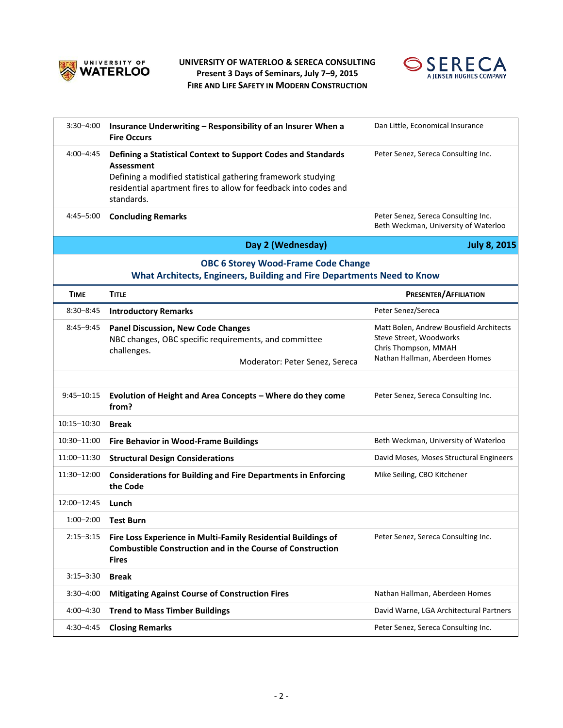UNIVERSITY OF WATERLOO & SERECA CONSULTING
Present 3 Days of Seminars, July 7–9, 2015
FIRE AND LIFE SAFETY IN MODERN CONSTRUCTION

| | | |
|---|---|---|
| 3:30–4:00 | **Insurance Underwriting – Responsibility of an Insurer When a Fire Occurs** | Dan Little, Economical Insurance |
| 4:00–4:45 | **Defining a Statistical Context to Support Codes and Standards Assessment**<br>Defining a modified statistical gathering framework studying residential apartment fires to allow for feedback into codes and standards. | Peter Senez, Sereca Consulting Inc. |
| 4:45–5:00 | **Concluding Remarks** | Peter Senez, Sereca Consulting Inc.<br>Beth Weckman, University of Waterloo |

## Day 2 (Wednesday) — July 8, 2015

### OBC 6 Storey Wood-Frame Code Change
### What Architects, Engineers, Building and Fire Departments Need to Know

| TIME | TITLE | PRESENTER/AFFILIATION |
|---|---|---|
| 8:30–8:45 | **Introductory Remarks** | Peter Senez/Sereca |
| 8:45–9:45 | **Panel Discussion, New Code Changes**<br>NBC changes, OBC specific requirements, and committee challenges.<br>Moderator: Peter Senez, Sereca | Matt Bolen, Andrew Bousfield Architects<br>Steve Street, Woodworks<br>Chris Thompson, MMAH<br>Nathan Hallman, Aberdeen Homes |
| | | |
| 9:45–10:15 | **Evolution of Height and Area Concepts – Where do they come from?** | Peter Senez, Sereca Consulting Inc. |
| 10:15–10:30 | **Break** | |
| 10:30–11:00 | **Fire Behavior in Wood-Frame Buildings** | Beth Weckman, University of Waterloo |
| 11:00–11:30 | **Structural Design Considerations** | David Moses, Moses Structural Engineers |
| 11:30–12:00 | **Considerations for Building and Fire Departments in Enforcing the Code** | Mike Seiling, CBO Kitchener |
| 12:00–12:45 | **Lunch** | |
| 1:00–2:00 | **Test Burn** | |
| 2:15–3:15 | **Fire Loss Experience in Multi-Family Residential Buildings of Combustible Construction and in the Course of Construction Fires** | Peter Senez, Sereca Consulting Inc. |
| 3:15–3:30 | **Break** | |
| 3:30–4:00 | **Mitigating Against Course of Construction Fires** | Nathan Hallman, Aberdeen Homes |
| 4:00–4:30 | **Trend to Mass Timber Buildings** | David Warne, LGA Architectural Partners |
| 4:30–4:45 | **Closing Remarks** | Peter Senez, Sereca Consulting Inc. |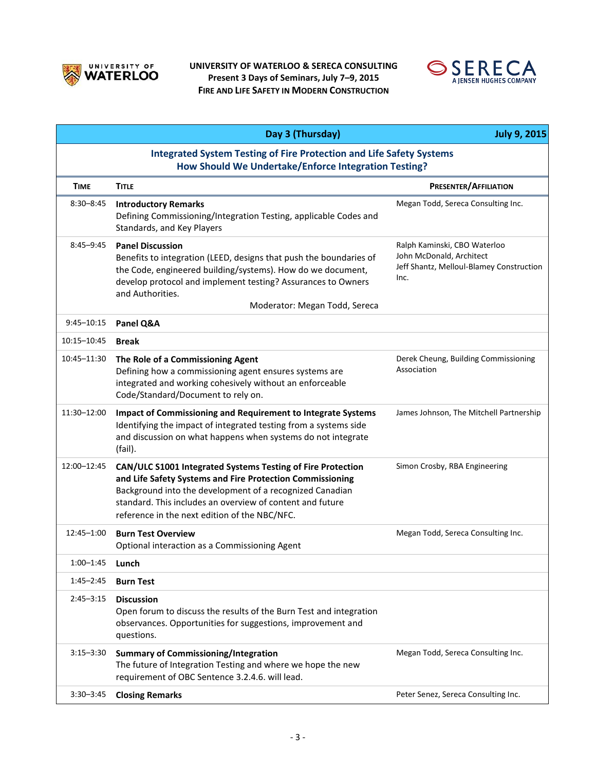**UNIVERSITY OF WATERLOO & SERECA CONSULTING**
**Present 3 Days of Seminars, July 7–9, 2015**
**FIRE AND LIFE SAFETY IN MODERN CONSTRUCTION**

## Day 3 (Thursday) — July 9, 2015

### Integrated System Testing of Fire Protection and Life Safety Systems
### How Should We Undertake/Enforce Integration Testing?

| TIME | TITLE | PRESENTER/AFFILIATION |
|---|---|---|
| 8:30–8:45 | **Introductory Remarks**<br>Defining Commissioning/Integration Testing, applicable Codes and Standards, and Key Players | Megan Todd, Sereca Consulting Inc. |
| 8:45–9:45 | **Panel Discussion**<br>Benefits to integration (LEED, designs that push the boundaries of the Code, engineered building/systems). How do we document, develop protocol and implement testing? Assurances to Owners and Authorities.<br>Moderator: Megan Todd, Sereca | Ralph Kaminski, CBO Waterloo<br>John McDonald, Architect<br>Jeff Shantz, Melloul-Blamey Construction Inc. |
| 9:45–10:15 | **Panel Q&A** | |
| 10:15–10:45 | **Break** | |
| 10:45–11:30 | **The Role of a Commissioning Agent**<br>Defining how a commissioning agent ensures systems are integrated and working cohesively without an enforceable Code/Standard/Document to rely on. | Derek Cheung, Building Commissioning Association |
| 11:30–12:00 | **Impact of Commissioning and Requirement to Integrate Systems**<br>Identifying the impact of integrated testing from a systems side and discussion on what happens when systems do not integrate (fail). | James Johnson, The Mitchell Partnership |
| 12:00–12:45 | **CAN/ULC S1001 Integrated Systems Testing of Fire Protection and Life Safety Systems and Fire Protection Commissioning**<br>Background into the development of a recognized Canadian standard. This includes an overview of content and future reference in the next edition of the NBC/NFC. | Simon Crosby, RBA Engineering |
| 12:45–1:00 | **Burn Test Overview**<br>Optional interaction as a Commissioning Agent | Megan Todd, Sereca Consulting Inc. |
| 1:00–1:45 | **Lunch** | |
| 1:45–2:45 | **Burn Test** | |
| 2:45–3:15 | **Discussion**<br>Open forum to discuss the results of the Burn Test and integration observances. Opportunities for suggestions, improvement and questions. | |
| 3:15–3:30 | **Summary of Commissioning/Integration**<br>The future of Integration Testing and where we hope the new requirement of OBC Sentence 3.2.4.6. will lead. | Megan Todd, Sereca Consulting Inc. |
| 3:30–3:45 | **Closing Remarks** | Peter Senez, Sereca Consulting Inc. |